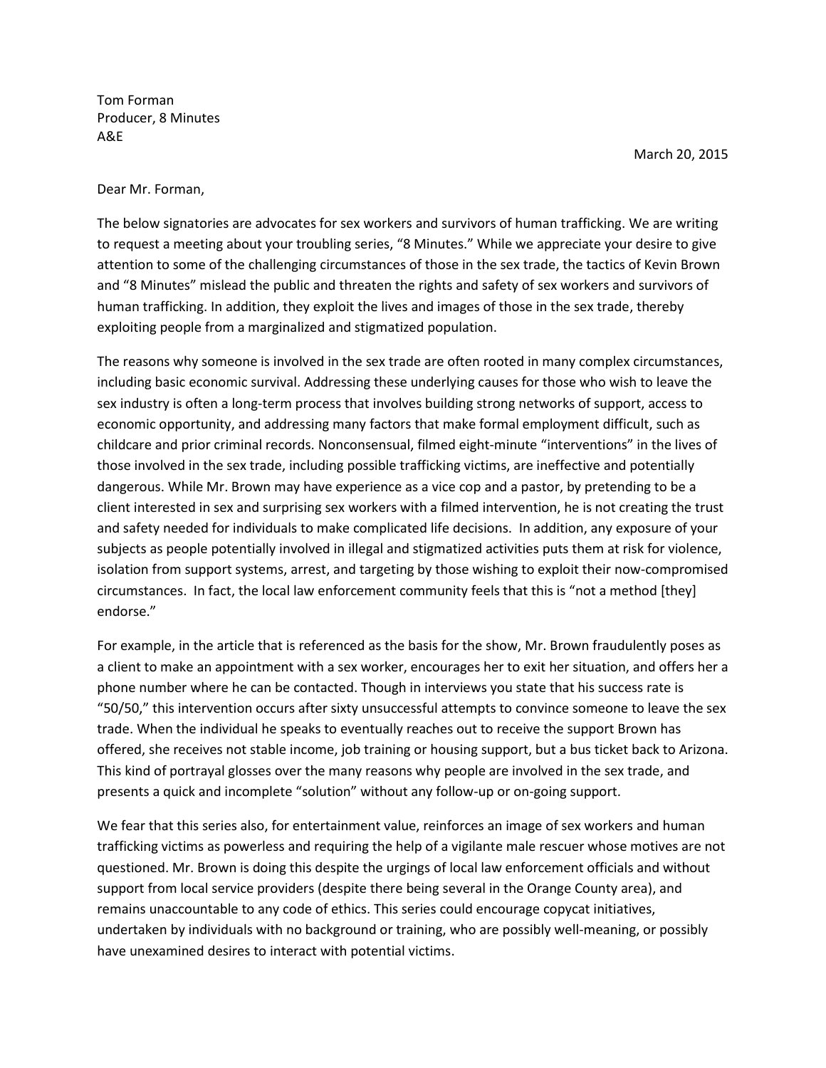Tom Forman
Producer, 8 Minutes
A&E

March 20, 2015

Dear Mr. Forman,

The below signatories are advocates for sex workers and survivors of human trafficking. We are writing to request a meeting about your troubling series, "8 Minutes." While we appreciate your desire to give attention to some of the challenging circumstances of those in the sex trade, the tactics of Kevin Brown and "8 Minutes" mislead the public and threaten the rights and safety of sex workers and survivors of human trafficking. In addition, they exploit the lives and images of those in the sex trade, thereby exploiting people from a marginalized and stigmatized population.

The reasons why someone is involved in the sex trade are often rooted in many complex circumstances, including basic economic survival. Addressing these underlying causes for those who wish to leave the sex industry is often a long-term process that involves building strong networks of support, access to economic opportunity, and addressing many factors that make formal employment difficult, such as childcare and prior criminal records. Nonconsensual, filmed eight-minute "interventions" in the lives of those involved in the sex trade, including possible trafficking victims, are ineffective and potentially dangerous. While Mr. Brown may have experience as a vice cop and a pastor, by pretending to be a client interested in sex and surprising sex workers with a filmed intervention, he is not creating the trust and safety needed for individuals to make complicated life decisions. In addition, any exposure of your subjects as people potentially involved in illegal and stigmatized activities puts them at risk for violence, isolation from support systems, arrest, and targeting by those wishing to exploit their now-compromised circumstances. In fact, the local law enforcement community feels that this is "not a method [they] endorse."

For example, in the article that is referenced as the basis for the show, Mr. Brown fraudulently poses as a client to make an appointment with a sex worker, encourages her to exit her situation, and offers her a phone number where he can be contacted. Though in interviews you state that his success rate is "50/50," this intervention occurs after sixty unsuccessful attempts to convince someone to leave the sex trade. When the individual he speaks to eventually reaches out to receive the support Brown has offered, she receives not stable income, job training or housing support, but a bus ticket back to Arizona. This kind of portrayal glosses over the many reasons why people are involved in the sex trade, and presents a quick and incomplete "solution" without any follow-up or on-going support.

We fear that this series also, for entertainment value, reinforces an image of sex workers and human trafficking victims as powerless and requiring the help of a vigilante male rescuer whose motives are not questioned. Mr. Brown is doing this despite the urgings of local law enforcement officials and without support from local service providers (despite there being several in the Orange County area), and remains unaccountable to any code of ethics. This series could encourage copycat initiatives, undertaken by individuals with no background or training, who are possibly well-meaning, or possibly have unexamined desires to interact with potential victims.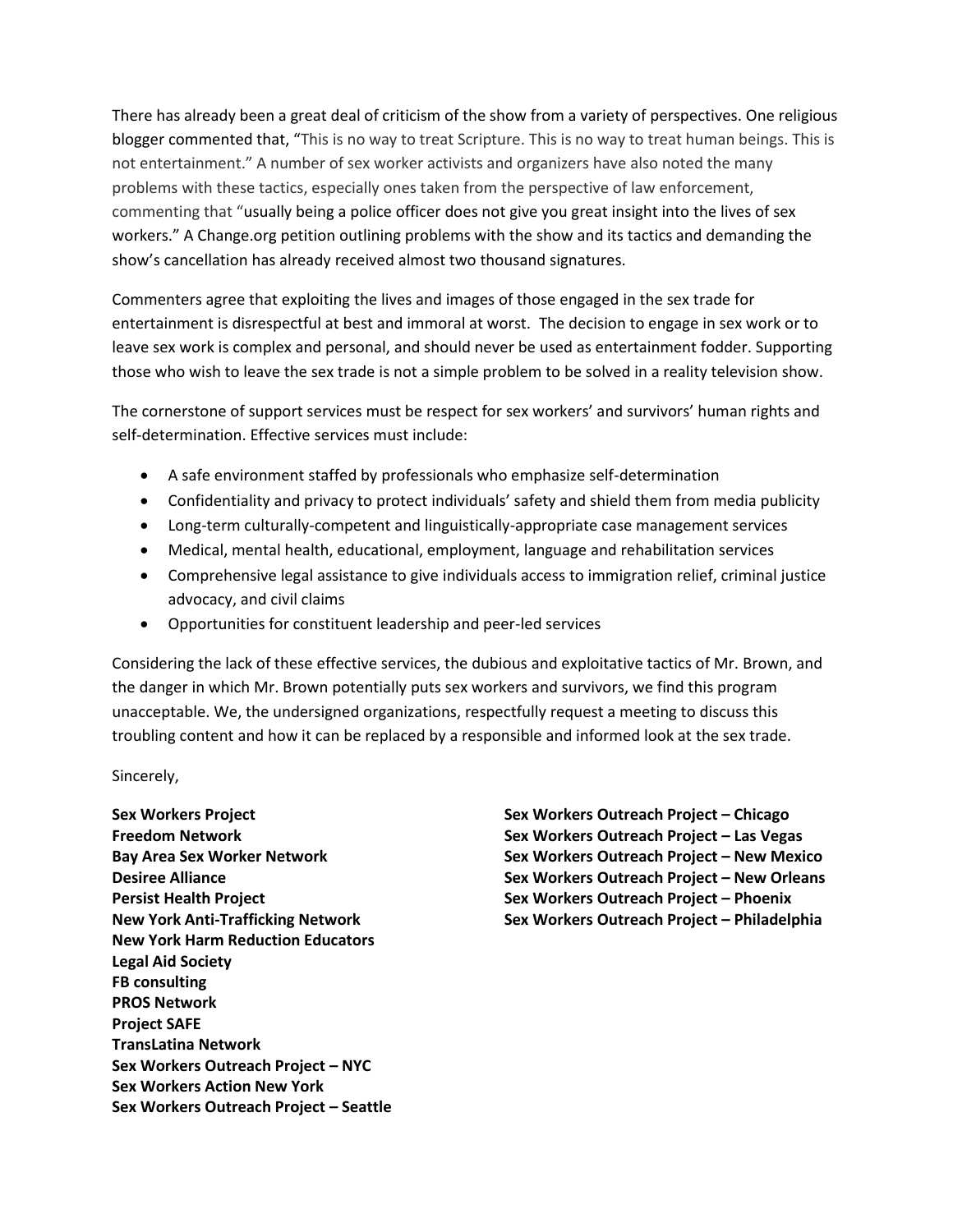There has already been a great deal of criticism of the show from a variety of perspectives. One religious blogger commented that, "This is no way to treat Scripture. This is no way to treat human beings. This is not entertainment." A number of sex worker activists and organizers have also noted the many problems with these tactics, especially ones taken from the perspective of law enforcement, commenting that "usually being a police officer does not give you great insight into the lives of sex workers." A Change.org petition outlining problems with the show and its tactics and demanding the show's cancellation has already received almost two thousand signatures.

Commenters agree that exploiting the lives and images of those engaged in the sex trade for entertainment is disrespectful at best and immoral at worst. The decision to engage in sex work or to leave sex work is complex and personal, and should never be used as entertainment fodder. Supporting those who wish to leave the sex trade is not a simple problem to be solved in a reality television show.

The cornerstone of support services must be respect for sex workers' and survivors' human rights and self-determination. Effective services must include:

- A safe environment staffed by professionals who emphasize self-determination
- Confidentiality and privacy to protect individuals' safety and shield them from media publicity
- Long-term culturally-competent and linguistically-appropriate case management services
- Medical, mental health, educational, employment, language and rehabilitation services
- Comprehensive legal assistance to give individuals access to immigration relief, criminal justice advocacy, and civil claims
- Opportunities for constituent leadership and peer-led services

Considering the lack of these effective services, the dubious and exploitative tactics of Mr. Brown, and the danger in which Mr. Brown potentially puts sex workers and survivors, we find this program unacceptable. We, the undersigned organizations, respectfully request a meeting to discuss this troubling content and how it can be replaced by a responsible and informed look at the sex trade.

Sincerely,

**Sex Workers Project**
**Freedom Network**
**Bay Area Sex Worker Network**
**Desiree Alliance**
**Persist Health Project**
**New York Anti-Trafficking Network**
**New York Harm Reduction Educators**
**Legal Aid Society**
**FB consulting**
**PROS Network**
**Project SAFE**
**TransLatina Network**
**Sex Workers Outreach Project – NYC**
**Sex Workers Action New York**
**Sex Workers Outreach Project – Seattle**
**Sex Workers Outreach Project – Chicago**
**Sex Workers Outreach Project – Las Vegas**
**Sex Workers Outreach Project – New Mexico**
**Sex Workers Outreach Project – New Orleans**
**Sex Workers Outreach Project – Phoenix**
**Sex Workers Outreach Project – Philadelphia**